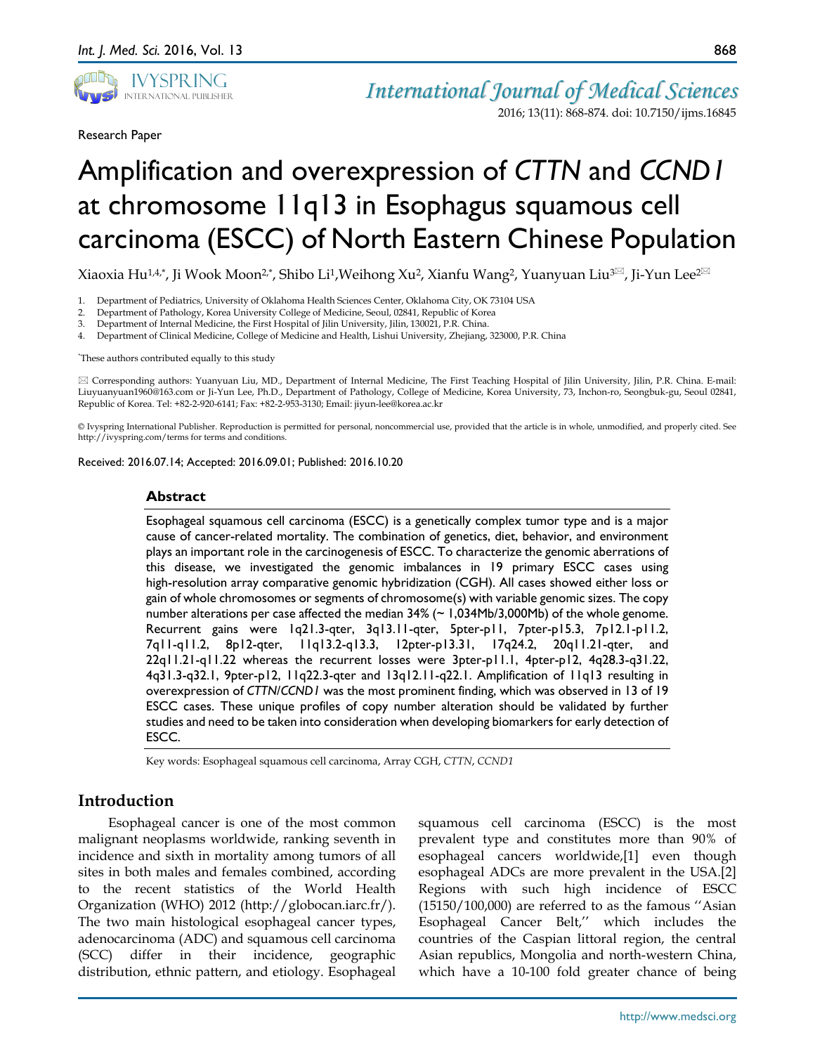Research Paper

# Amplification and overexpression of *CTTN* and *CCND1* at chromosome 11q13 in Esophagus squamous cell carcinoma (ESCC) of North Eastern Chinese Population

Xiaoxia Hu[1,4,*], Ji Wook Moon[2,*], Shibo Li[1], Weihong Xu[2], Xianfu Wang[2], Yuanyuan Liu[3]✉, Ji-Yun Lee[2]✉

1. Department of Pediatrics, University of Oklahoma Health Sciences Center, Oklahoma City, OK 73104 USA
2. Department of Pathology, Korea University College of Medicine, Seoul, 02841, Republic of Korea
3. Department of Internal Medicine, the First Hospital of Jilin University, Jilin, 130021, P.R. China.
4. Department of Clinical Medicine, College of Medicine and Health, Lishui University, Zhejiang, 323000, P.R. China

*These authors contributed equally to this study

✉ Corresponding authors: Yuanyuan Liu, MD., Department of Internal Medicine, The First Teaching Hospital of Jilin University, Jilin, P.R. China. E-mail: Liuyuanyuan1960@163.com or Ji-Yun Lee, Ph.D., Department of Pathology, College of Medicine, Korea University, 73, Inchon-ro, Seongbuk-gu, Seoul 02841, Republic of Korea. Tel: +82-2-920-6141; Fax: +82-2-953-3130; Email: jiyun-lee@korea.ac.kr

© Ivyspring International Publisher. Reproduction is permitted for personal, noncommercial use, provided that the article is in whole, unmodified, and properly cited. See http://ivyspring.com/terms for terms and conditions.

Received: 2016.07.14; Accepted: 2016.09.01; Published: 2016.10.20

## Abstract

Esophageal squamous cell carcinoma (ESCC) is a genetically complex tumor type and is a major cause of cancer-related mortality. The combination of genetics, diet, behavior, and environment plays an important role in the carcinogenesis of ESCC. To characterize the genomic aberrations of this disease, we investigated the genomic imbalances in 19 primary ESCC cases using high-resolution array comparative genomic hybridization (CGH). All cases showed either loss or gain of whole chromosomes or segments of chromosome(s) with variable genomic sizes. The copy number alterations per case affected the median 34% (~ 1,034Mb/3,000Mb) of the whole genome. Recurrent gains were 1q21.3-qter, 3q13.11-qter, 5pter-p11, 7pter-p15.3, 7p12.1-p11.2, 7q11-q11.2, 8p12-qter, 11q13.2-q13.3, 12pter-p13.31, 17q24.2, 20q11.21-qter, and 22q11.21-q11.22 whereas the recurrent losses were 3pter-p11.1, 4pter-p12, 4q28.3-q31.22, 4q31.3-q32.1, 9pter-p12, 11q22.3-qter and 13q12.11-q22.1. Amplification of 11q13 resulting in overexpression of *CTTN*/*CCND1* was the most prominent finding, which was observed in 13 of 19 ESCC cases. These unique profiles of copy number alteration should be validated by further studies and need to be taken into consideration when developing biomarkers for early detection of ESCC.

Key words: Esophageal squamous cell carcinoma, Array CGH, *CTTN*, *CCND1*

## Introduction

Esophageal cancer is one of the most common malignant neoplasms worldwide, ranking seventh in incidence and sixth in mortality among tumors of all sites in both males and females combined, according to the recent statistics of the World Health Organization (WHO) 2012 (http://globocan.iarc.fr/). The two main histological esophageal cancer types, adenocarcinoma (ADC) and squamous cell carcinoma (SCC) differ in their incidence, geographic distribution, ethnic pattern, and etiology. Esophageal squamous cell carcinoma (ESCC) is the most prevalent type and constitutes more than 90% of esophageal cancers worldwide,[1] even though esophageal ADCs are more prevalent in the USA.[2] Regions with such high incidence of ESCC (15150/100,000) are referred to as the famous ''Asian Esophageal Cancer Belt,'' which includes the countries of the Caspian littoral region, the central Asian republics, Mongolia and north-western China, which have a 10-100 fold greater chance of being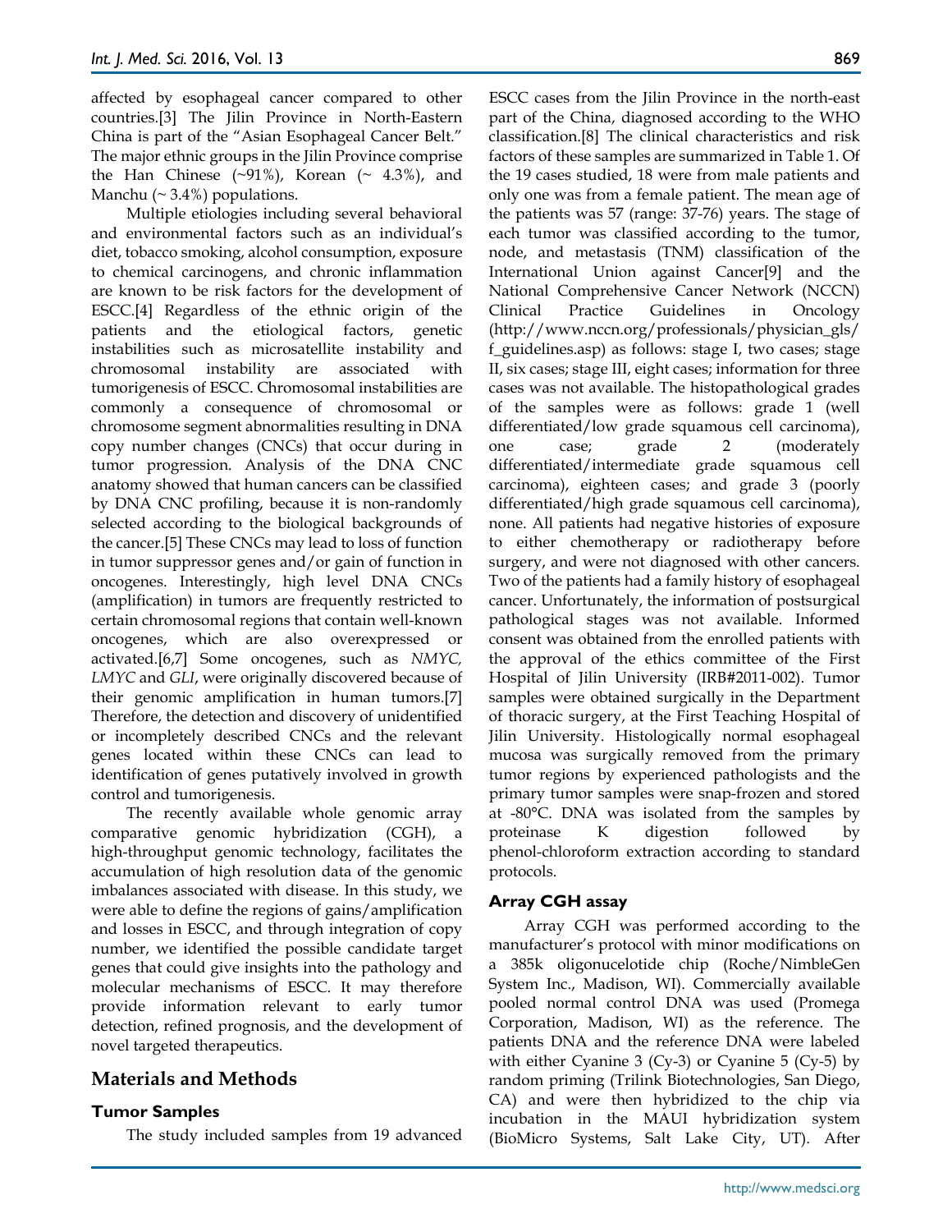affected by esophageal cancer compared to other countries.[3] The Jilin Province in North-Eastern China is part of the "Asian Esophageal Cancer Belt." The major ethnic groups in the Jilin Province comprise the Han Chinese (~91%), Korean (~ 4.3%), and Manchu (~ 3.4%) populations.

Multiple etiologies including several behavioral and environmental factors such as an individual's diet, tobacco smoking, alcohol consumption, exposure to chemical carcinogens, and chronic inflammation are known to be risk factors for the development of ESCC.[4] Regardless of the ethnic origin of the patients and the etiological factors, genetic instabilities such as microsatellite instability and chromosomal instability are associated with tumorigenesis of ESCC. Chromosomal instabilities are commonly a consequence of chromosomal or chromosome segment abnormalities resulting in DNA copy number changes (CNCs) that occur during in tumor progression. Analysis of the DNA CNC anatomy showed that human cancers can be classified by DNA CNC profiling, because it is non-randomly selected according to the biological backgrounds of the cancer.[5] These CNCs may lead to loss of function in tumor suppressor genes and/or gain of function in oncogenes. Interestingly, high level DNA CNCs (amplification) in tumors are frequently restricted to certain chromosomal regions that contain well-known oncogenes, which are also overexpressed or activated.[6,7] Some oncogenes, such as *NMYC, LMYC* and *GLI*, were originally discovered because of their genomic amplification in human tumors.[7] Therefore, the detection and discovery of unidentified or incompletely described CNCs and the relevant genes located within these CNCs can lead to identification of genes putatively involved in growth control and tumorigenesis.

The recently available whole genomic array comparative genomic hybridization (CGH), a high-throughput genomic technology, facilitates the accumulation of high resolution data of the genomic imbalances associated with disease. In this study, we were able to define the regions of gains/amplification and losses in ESCC, and through integration of copy number, we identified the possible candidate target genes that could give insights into the pathology and molecular mechanisms of ESCC. It may therefore provide information relevant to early tumor detection, refined prognosis, and the development of novel targeted therapeutics.

## Materials and Methods

### Tumor Samples

The study included samples from 19 advanced ESCC cases from the Jilin Province in the north-east part of the China, diagnosed according to the WHO classification.[8] The clinical characteristics and risk factors of these samples are summarized in Table 1. Of the 19 cases studied, 18 were from male patients and only one was from a female patient. The mean age of the patients was 57 (range: 37-76) years. The stage of each tumor was classified according to the tumor, node, and metastasis (TNM) classification of the International Union against Cancer[9] and the National Comprehensive Cancer Network (NCCN) Clinical Practice Guidelines in Oncology (http://www.nccn.org/professionals/physician_gls/f_guidelines.asp) as follows: stage I, two cases; stage II, six cases; stage III, eight cases; information for three cases was not available. The histopathological grades of the samples were as follows: grade 1 (well differentiated/low grade squamous cell carcinoma), one case; grade 2 (moderately differentiated/intermediate grade squamous cell carcinoma), eighteen cases; and grade 3 (poorly differentiated/high grade squamous cell carcinoma), none. All patients had negative histories of exposure to either chemotherapy or radiotherapy before surgery, and were not diagnosed with other cancers. Two of the patients had a family history of esophageal cancer. Unfortunately, the information of postsurgical pathological stages was not available. Informed consent was obtained from the enrolled patients with the approval of the ethics committee of the First Hospital of Jilin University (IRB#2011-002). Tumor samples were obtained surgically in the Department of thoracic surgery, at the First Teaching Hospital of Jilin University. Histologically normal esophageal mucosa was surgically removed from the primary tumor regions by experienced pathologists and the primary tumor samples were snap-frozen and stored at -80°C. DNA was isolated from the samples by proteinase K digestion followed by phenol-chloroform extraction according to standard protocols.

### Array CGH assay

Array CGH was performed according to the manufacturer's protocol with minor modifications on a 385k oligonucelotide chip (Roche/NimbleGen System Inc., Madison, WI). Commercially available pooled normal control DNA was used (Promega Corporation, Madison, WI) as the reference. The patients DNA and the reference DNA were labeled with either Cyanine 3 (Cy-3) or Cyanine 5 (Cy-5) by random priming (Trilink Biotechnologies, San Diego, CA) and were then hybridized to the chip via incubation in the MAUI hybridization system (BioMicro Systems, Salt Lake City, UT). After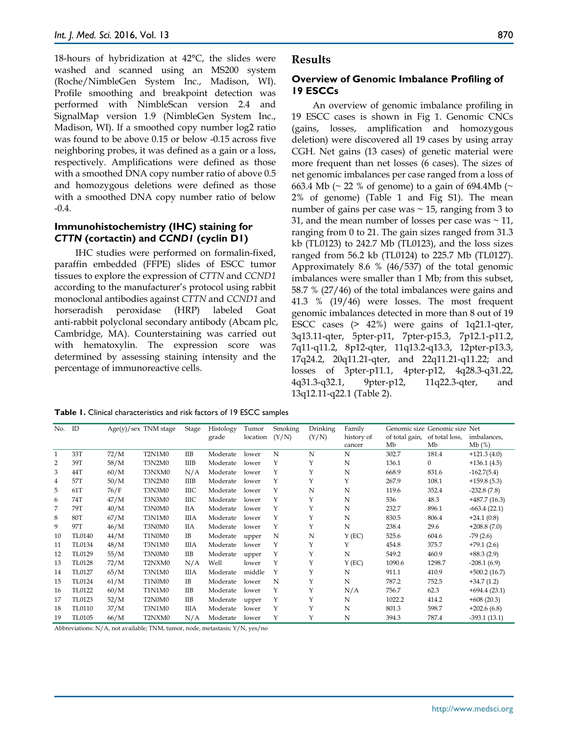18-hours of hybridization at 42°C, the slides were washed and scanned using an MS200 system (Roche/NimbleGen System Inc., Madison, WI). Profile smoothing and breakpoint detection was performed with NimbleScan version 2.4 and SignalMap version 1.9 (NimbleGen System Inc., Madison, WI). If a smoothed copy number log2 ratio was found to be above 0.15 or below -0.15 across five neighboring probes, it was defined as a gain or a loss, respectively. Amplifications were defined as those with a smoothed DNA copy number ratio of above 0.5 and homozygous deletions were defined as those with a smoothed DNA copy number ratio of below -0.4.

### Immunohistochemistry (IHC) staining for *CTTN* (cortactin) and *CCND1* (cyclin D1)

IHC studies were performed on formalin-fixed, paraffin embedded (FFPE) slides of ESCC tumor tissues to explore the expression of *CTTN* and *CCND1* according to the manufacturer's protocol using rabbit monoclonal antibodies against *CTTN* and *CCND1* and horseradish peroxidase (HRP) labeled Goat anti-rabbit polyclonal secondary antibody (Abcam plc, Cambridge, MA). Counterstaining was carried out with hematoxylin. The expression score was determined by assessing staining intensity and the percentage of immunoreactive cells.

## Results

### Overview of Genomic Imbalance Profiling of 19 ESCCs

An overview of genomic imbalance profiling in 19 ESCC cases is shown in Fig 1. Genomic CNCs (gains, losses, amplification and homozygous deletion) were discovered all 19 cases by using array CGH. Net gains (13 cases) of genetic material were more frequent than net losses (6 cases). The sizes of net genomic imbalances per case ranged from a loss of 663.4 Mb (~ 22 % of genome) to a gain of 694.4Mb (~ 2% of genome) (Table 1 and Fig S1). The mean number of gains per case was ~ 15, ranging from 3 to 31, and the mean number of losses per case was ~ 11, ranging from 0 to 21. The gain sizes ranged from 31.3 kb (TL0123) to 242.7 Mb (TL0123), and the loss sizes ranged from 56.2 kb (TL0124) to 225.7 Mb (TL0127). Approximately 8.6 % (46/537) of the total genomic imbalances were smaller than 1 Mb; from this subset, 58.7 % (27/46) of the total imbalances were gains and 41.3 % (19/46) were losses. The most frequent genomic imbalances detected in more than 8 out of 19 ESCC cases (> 42%) were gains of 1q21.1-qter, 3q13.11-qter, 5pter-p11, 7pter-p15.3, 7p12.1-p11.2, 7q11-q11.2, 8p12-qter, 11q13.2-q13.3, 12pter-p13.3, 17q24.2, 20q11.21-qter, and 22q11.21-q11.22; and losses of 3pter-p11.1, 4pter-p12, 4q28.3-q31.22, 4q31.3-q32.1, 9pter-p12, 11q22.3-qter, and 13q12.11-q22.1 (Table 2).

**Table 1.** Clinical characteristics and risk factors of 19 ESCC samples

| No. | ID | Age(y)/sex | TNM stage | Stage | Histology grade | Tumor location | Smoking (Y/N) | Drinking (Y/N) | Family history of cancer | Genomic size of total gain, Mb | Genomic size of total loss, Mb | Net imbalances, Mb (%) |
|---|---|---|---|---|---|---|---|---|---|---|---|---|
| 1 | 33T | 72/M | T2N1M0 | IIB | Moderate | lower | N | N | N | 302.7 | 181.4 | +121.3 (4.0) |
| 2 | 39T | 58/M | T3N2M0 | IIIB | Moderate | lower | Y | Y | N | 136.1 | 0 | +136.1 (4.5) |
| 3 | 44T | 60/M | T3NXM0 | N/A | Moderate | lower | Y | Y | N | 668.9 | 831.6 | -162.7(5.4) |
| 4 | 57T | 50/M | T3N2M0 | IIIB | Moderate | lower | Y | Y | Y | 267.9 | 108.1 | +159.8 (5.3) |
| 5 | 61T | 76/F | T3N3M0 | IIIC | Moderate | lower | Y | N | N | 119.6 | 352.4 | -232.8 (7.8) |
| 6 | 74T | 47/M | T3N3M0 | IIIC | Moderate | lower | Y | Y | N | 536 | 48.3 | +487.7 (16.3) |
| 7 | 79T | 40/M | T3N0M0 | IIA | Moderate | lower | Y | Y | N | 232.7 | 896.1 | -663.4 (22.1) |
| 8 | 80T | 67/M | T3N1M0 | IIIA | Moderate | lower | Y | Y | N | 830.5 | 806.4 | +24.1 (0.8) |
| 9 | 97T | 46/M | T3N0M0 | IIA | Moderate | lower | Y | Y | N | 238.4 | 29.6 | +208.8 (7.0) |
| 10 | TL0140 | 44/M | T1N0M0 | IB | Moderate | upper | N | N | Y (EC) | 525.6 | 604.6 | -79 (2.6) |
| 11 | TL0134 | 48/M | T3N1M0 | IIIA | Moderate | lower | Y | Y | Y | 454.8 | 375.7 | +79.1 (2.6) |
| 12 | TL0129 | 55/M | T3N0M0 | IIB | Moderate | upper | Y | Y | N | 549.2 | 460.9 | +88.3 (2.9) |
| 13 | TL0128 | 72/M | T2NXM0 | N/A | Well | lower | Y | Y | Y (EC) | 1090.6 | 1298.7 | -208.1 (6.9) |
| 14 | TL0127 | 65/M | T3N1M0 | IIIA | Moderate | middle | Y | Y | N | 911.1 | 410.9 | +500.2 (16.7) |
| 15 | TL0124 | 61/M | T1N0M0 | IB | Moderate | lower | N | Y | N | 787.2 | 752.5 | +34.7 (1.2) |
| 16 | TL0122 | 60/M | T1N1M0 | IIB | Moderate | lower | Y | Y | N/A | 756.7 | 62.3 | +694.4 (23.1) |
| 17 | TL0123 | 52/M | T2N0M0 | IIB | Moderate | upper | Y | Y | N | 1022.2 | 414.2 | +608 (20.3) |
| 18 | TL0110 | 37/M | T3N1M0 | IIIA | Moderate | lower | Y | Y | N | 801.3 | 598.7 | +202.6 (6.8) |
| 19 | TL0105 | 66/M | T2NXM0 | N/A | Moderate | lower | Y | Y | N | 394.3 | 787.4 | -393.1 (13.1) |

Abbreviations: N/A, not available; TNM, tumor, node, metastasis; Y/N, yes/no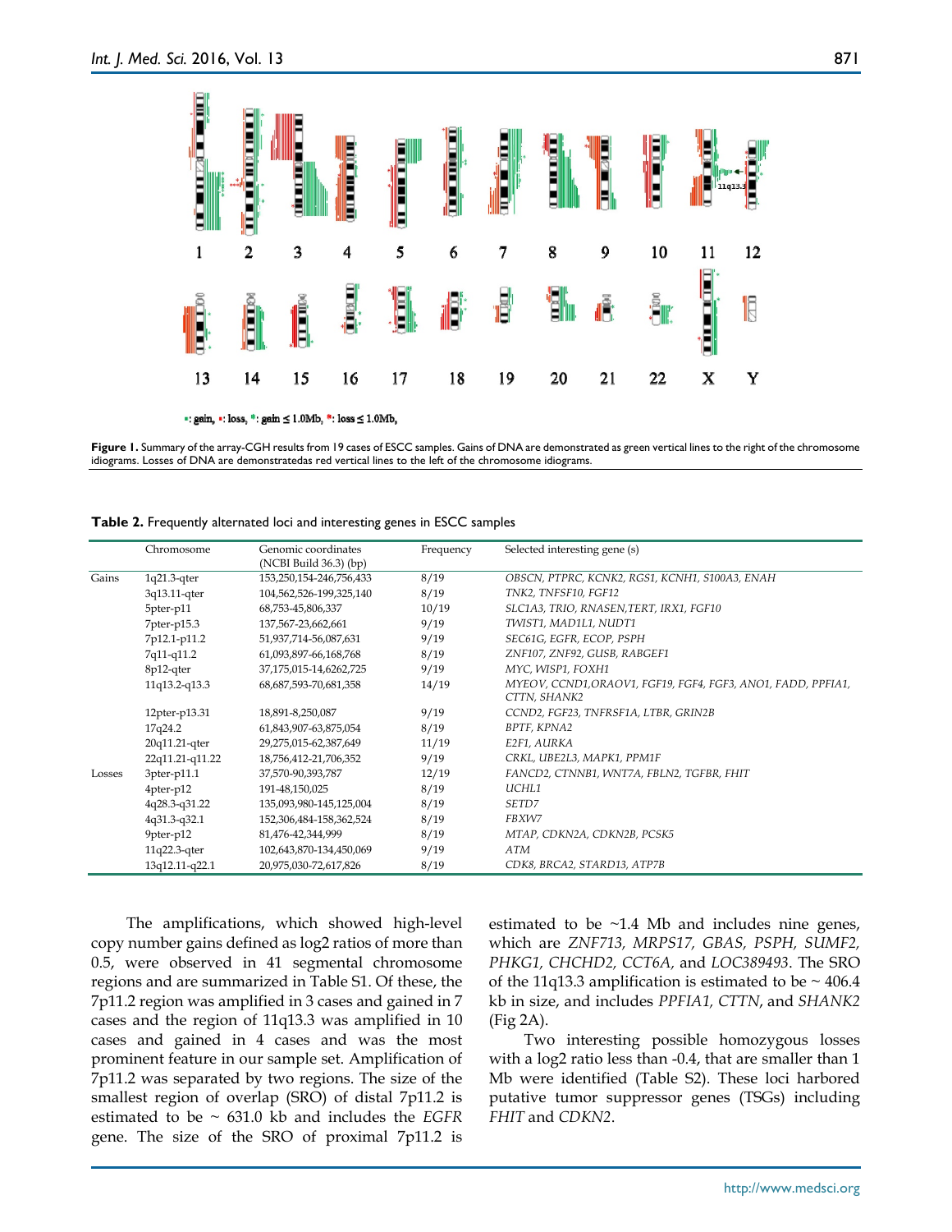■: gain, ■: loss, ■: gain ≤ 1.0Mb, ■: loss ≤ 1.0Mb,

**Figure 1.** Summary of the array-CGH results from 19 cases of ESCC samples. Gains of DNA are demonstrated as green vertical lines to the right of the chromosome idiograms. Losses of DNA are demonstratedas red vertical lines to the left of the chromosome idiograms.

**Table 2.** Frequently alternated loci and interesting genes in ESCC samples

| | Chromosome | Genomic coordinates (NCBI Build 36.3) (bp) | Frequency | Selected interesting gene (s) |
|---|---|---|---|---|
| Gains | 1q21.3-qter | 153,250,154-246,756,433 | 8/19 | *OBSCN, PTPRC, KCNK2, RGS1, KCNH1, S100A3, ENAH* |
| | 3q13.11-qter | 104,562,526-199,325,140 | 8/19 | *TNK2, TNFSF10, FGF12* |
| | 5pter-p11 | 68,753-45,806,337 | 10/19 | *SLC1A3, TRIO, RNASEN,TERT, IRX1, FGF10* |
| | 7pter-p15.3 | 137,567-23,662,661 | 9/19 | *TWIST1, MAD1L1, NUDT1* |
| | 7p12.1-p11.2 | 51,937,714-56,087,631 | 9/19 | *SEC61G, EGFR, ECOP, PSPH* |
| | 7q11-q11.2 | 61,093,897-66,168,768 | 8/19 | *ZNF107, ZNF92, GUSB, RABGEF1* |
| | 8p12-qter | 37,175,015-14,6262,725 | 9/19 | *MYC, WISP1, FOXH1* |
| | 11q13.2-q13.3 | 68,687,593-70,681,358 | 14/19 | *MYEOV, CCND1,ORAOV1, FGF19, FGF4, FGF3, ANO1, FADD, PPFIA1, CTTN, SHANK2* |
| | 12pter-p13.31 | 18,891-8,250,087 | 9/19 | *CCND2, FGF23, TNFRSF1A, LTBR, GRIN2B* |
| | 17q24.2 | 61,843,907-63,875,054 | 8/19 | *BPTF, KPNA2* |
| | 20q11.21-qter | 29,275,015-62,387,649 | 11/19 | *E2F1, AURKA* |
| | 22q11.21-q11.22 | 18,756,412-21,706,352 | 9/19 | *CRKL, UBE2L3, MAPK1, PPM1F* |
| Losses | 3pter-p11.1 | 37,570-90,393,787 | 12/19 | *FANCD2, CTNNB1, WNT7A, FBLN2, TGFBR, FHIT* |
| | 4pter-p12 | 191-48,150,025 | 8/19 | *UCHL1* |
| | 4q28.3-q31.22 | 135,093,980-145,125,004 | 8/19 | *SETD7* |
| | 4q31.3-q32.1 | 152,306,484-158,362,524 | 8/19 | *FBXW7* |
| | 9pter-p12 | 81,476-42,344,999 | 8/19 | *MTAP, CDKN2A, CDKN2B, PCSK5* |
| | 11q22.3-qter | 102,643,870-134,450,069 | 9/19 | *ATM* |
| | 13q12.11-q22.1 | 20,975,030-72,617,826 | 8/19 | *CDK8, BRCA2, STARD13, ATP7B* |

The amplifications, which showed high-level copy number gains defined as log2 ratios of more than 0.5, were observed in 41 segmental chromosome regions and are summarized in Table S1. Of these, the 7p11.2 region was amplified in 3 cases and gained in 7 cases and the region of 11q13.3 was amplified in 10 cases and gained in 4 cases and was the most prominent feature in our sample set. Amplification of 7p11.2 was separated by two regions. The size of the smallest region of overlap (SRO) of distal 7p11.2 is estimated to be ~ 631.0 kb and includes the *EGFR* gene. The size of the SRO of proximal 7p11.2 is estimated to be ~1.4 Mb and includes nine genes, which are *ZNF713, MRPS17, GBAS, PSPH, SUMF2, PHKG1, CHCHD2, CCT6A,* and *LOC389493*. The SRO of the 11q13.3 amplification is estimated to be ~ 406.4 kb in size, and includes *PPFIA1, CTTN*, and *SHANK2* (Fig 2A).

Two interesting possible homozygous losses with a log2 ratio less than -0.4, that are smaller than 1 Mb were identified (Table S2). These loci harbored putative tumor suppressor genes (TSGs) including *FHIT* and *CDKN2*.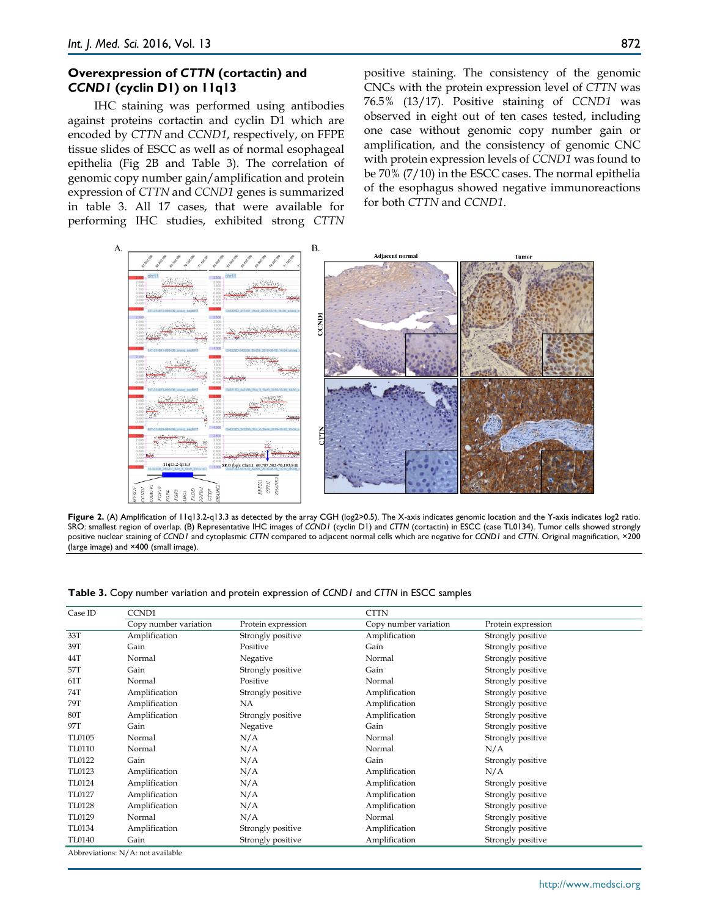### Overexpression of *CTTN* (cortactin) and *CCND1* (cyclin D1) on 11q13

IHC staining was performed using antibodies against proteins cortactin and cyclin D1 which are encoded by *CTTN* and *CCND1*, respectively, on FFPE tissue slides of ESCC as well as of normal esophageal epithelia (Fig 2B and Table 3). The correlation of genomic copy number gain/amplification and protein expression of *CTTN* and *CCND1* genes is summarized in table 3. All 17 cases, that were available for performing IHC studies, exhibited strong *CTTN* positive staining. The consistency of the genomic CNCs with the protein expression level of *CTTN* was 76.5% (13/17). Positive staining of *CCND1* was observed in eight out of ten cases tested, including one case without genomic copy number gain or amplification, and the consistency of genomic CNC with protein expression levels of *CCND1* was found to be 70% (7/10) in the ESCC cases. The normal epithelia of the esophagus showed negative immunoreactions for both *CTTN* and *CCND1*.

**Figure 2.** (A) Amplification of 11q13.2-q13.3 as detected by the array CGH (log2>0.5). The X-axis indicates genomic location and the Y-axis indicates log2 ratio. SRO: smallest region of overlap. (B) Representative IHC images of *CCND1* (cyclin D1) and *CTTN* (cortactin) in ESCC (case TL0134). Tumor cells showed strongly positive nuclear staining of *CCND1* and cytoplasmic *CTTN* compared to adjacent normal cells which are negative for *CCND1* and *CTTN*. Original magnification, ×200 (large image) and ×400 (small image).

**Table 3.** Copy number variation and protein expression of *CCND1* and *CTTN* in ESCC samples

| Case ID | CCND1 | | CTTN | |
|---|---|---|---|---|
| | Copy number variation | Protein expression | Copy number variation | Protein expression |
| 33T | Amplification | Strongly positive | Amplification | Strongly positive |
| 39T | Gain | Positive | Gain | Strongly positive |
| 44T | Normal | Negative | Normal | Strongly positive |
| 57T | Gain | Strongly positive | Gain | Strongly positive |
| 61T | Normal | Positive | Normal | Strongly positive |
| 74T | Amplification | Strongly positive | Amplification | Strongly positive |
| 79T | Amplification | NA | Amplification | Strongly positive |
| 80T | Amplification | Strongly positive | Amplification | Strongly positive |
| 97T | Gain | Negative | Gain | Strongly positive |
| TL0105 | Normal | N/A | Normal | Strongly positive |
| TL0110 | Normal | N/A | Normal | N/A |
| TL0122 | Gain | N/A | Gain | Strongly positive |
| TL0123 | Amplification | N/A | Amplification | N/A |
| TL0124 | Amplification | N/A | Amplification | Strongly positive |
| TL0127 | Amplification | N/A | Amplification | Strongly positive |
| TL0128 | Amplification | N/A | Amplification | Strongly positive |
| TL0129 | Normal | N/A | Normal | Strongly positive |
| TL0134 | Amplification | Strongly positive | Amplification | Strongly positive |
| TL0140 | Gain | Strongly positive | Amplification | Strongly positive |

Abbreviations: N/A: not available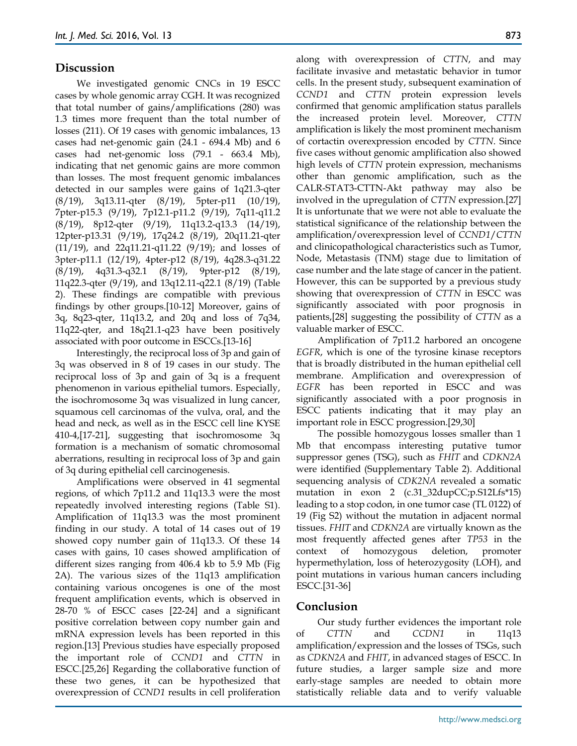## Discussion

We investigated genomic CNCs in 19 ESCC cases by whole genomic array CGH. It was recognized that total number of gains/amplifications (280) was 1.3 times more frequent than the total number of losses (211). Of 19 cases with genomic imbalances, 13 cases had net-genomic gain (24.1 - 694.4 Mb) and 6 cases had net-genomic loss (79.1 - 663.4 Mb), indicating that net genomic gains are more common than losses. The most frequent genomic imbalances detected in our samples were gains of 1q21.3-qter (8/19), 3q13.11-qter (8/19), 5pter-p11 (10/19), 7pter-p15.3 (9/19), 7p12.1-p11.2 (9/19), 7q11-q11.2 (8/19), 8p12-qter (9/19), 11q13.2-q13.3 (14/19), 12pter-p13.31 (9/19), 17q24.2 (8/19), 20q11.21-qter (11/19), and 22q11.21-q11.22 (9/19); and losses of 3pter-p11.1 (12/19), 4pter-p12 (8/19), 4q28.3-q31.22 (8/19), 4q31.3-q32.1 (8/19), 9pter-p12 (8/19), 11q22.3-qter (9/19), and 13q12.11-q22.1 (8/19) (Table 2). These findings are compatible with previous findings by other groups.[10-12] Moreover, gains of 3q, 8q23-qter, 11q13.2, and 20q and loss of 7q34, 11q22-qter, and 18q21.1-q23 have been positively associated with poor outcome in ESCCs.[13-16]

Interestingly, the reciprocal loss of 3p and gain of 3q was observed in 8 of 19 cases in our study. The reciprocal loss of 3p and gain of 3q is a frequent phenomenon in various epithelial tumors. Especially, the isochromosome 3q was visualized in lung cancer, squamous cell carcinomas of the vulva, oral, and the head and neck, as well as in the ESCC cell line KYSE 410-4,[17-21] suggesting that isochromosome 3q formation is a mechanism of somatic chromosomal aberrations, resulting in reciprocal loss of 3p and gain of 3q during epithelial cell carcinogenesis.

Amplifications were observed in 41 segmental regions, of which 7p11.2 and 11q13.3 were the most repeatedly involved interesting regions (Table S1). Amplification of 11q13.3 was the most prominent finding in our study. A total of 14 cases out of 19 showed copy number gain of 11q13.3. Of these 14 cases with gains, 10 cases showed amplification of different sizes ranging from 406.4 kb to 5.9 Mb (Fig 2A). The various sizes of the 11q13 amplification containing various oncogenes is one of the most frequent amplification events, which is observed in 28-70 % of ESCC cases [22-24] and a significant positive correlation between copy number gain and mRNA expression levels has been reported in this region.[13] Previous studies have especially proposed the important role of *CCND1* and *CTTN* in ESCC.[25,26] Regarding the collaborative function of these two genes, it can be hypothesized that overexpression of *CCND1* results in cell proliferation along with overexpression of *CTTN*, and may facilitate invasive and metastatic behavior in tumor cells. In the present study, subsequent examination of *CCND1* and *CTTN* protein expression levels confirmed that genomic amplification status parallels the increased protein level. Moreover, *CTTN* amplification is likely the most prominent mechanism of cortactin overexpression encoded by *CTTN*. Since five cases without genomic amplification also showed high levels of *CTTN* protein expression, mechanisms other than genomic amplification, such as the CALR-STAT3-CTTN-Akt pathway may also be involved in the upregulation of *CTTN* expression.[27] It is unfortunate that we were not able to evaluate the statistical significance of the relationship between the amplification/overexpression level of *CCND1*/*CTTN* and clinicopathological characteristics such as Tumor, Node, Metastasis (TNM) stage due to limitation of case number and the late stage of cancer in the patient. However, this can be supported by a previous study showing that overexpression of *CTTN* in ESCC was significantly associated with poor prognosis in patients,[28] suggesting the possibility of *CTTN* as a valuable marker of ESCC.

Amplification of 7p11.2 harbored an oncogene *EGFR*, which is one of the tyrosine kinase receptors that is broadly distributed in the human epithelial cell membrane. Amplification and overexpression of *EGFR* has been reported in ESCC and was significantly associated with a poor prognosis in ESCC patients indicating that it may play an important role in ESCC progression.[29,30]

The possible homozygous losses smaller than 1 Mb that encompass interesting putative tumor suppressor genes (TSG), such as *FHIT* and *CDKN2A* were identified (Supplementary Table 2). Additional sequencing analysis of *CDK2NA* revealed a somatic mutation in exon 2 (c.31_32dupCC;p.S12Lfs*15) leading to a stop codon, in one tumor case (TL 0122) of 19 (Fig S2) without the mutation in adjacent normal tissues. *FHIT* and *CDKN2A* are virtually known as the most frequently affected genes after *TP53* in the context of homozygous deletion, promoter hypermethylation, loss of heterozygosity (LOH), and point mutations in various human cancers including ESCC.[31-36]

## Conclusion

Our study further evidences the important role of *CTTN* and *CCDN1* in 11q13 amplification/expression and the losses of TSGs, such as *CDKN2A* and *FHIT*, in advanced stages of ESCC. In future studies, a larger sample size and more early-stage samples are needed to obtain more statistically reliable data and to verify valuable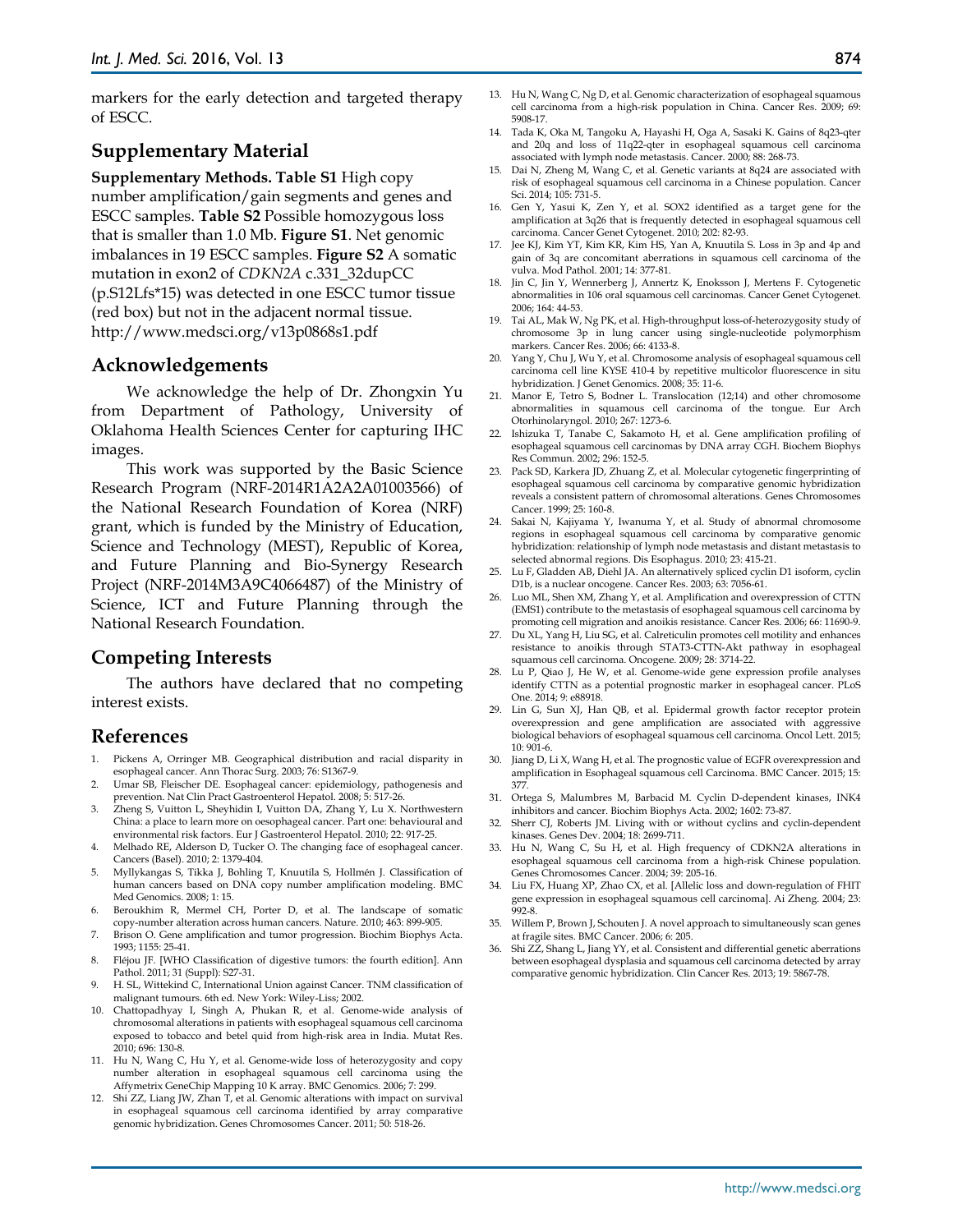markers for the early detection and targeted therapy of ESCC.

## Supplementary Material

**Supplementary Methods. Table S1** High copy number amplification/gain segments and genes and ESCC samples. **Table S2** Possible homozygous loss that is smaller than 1.0 Mb. **Figure S1**. Net genomic imbalances in 19 ESCC samples. **Figure S2** A somatic mutation in exon2 of *CDKN2A* c.331_32dupCC (p.S12Lfs*15) was detected in one ESCC tumor tissue (red box) but not in the adjacent normal tissue. http://www.medsci.org/v13p0868s1.pdf

## Acknowledgements

We acknowledge the help of Dr. Zhongxin Yu from Department of Pathology, University of Oklahoma Health Sciences Center for capturing IHC images.

This work was supported by the Basic Science Research Program (NRF-2014R1A2A2A01003566) of the National Research Foundation of Korea (NRF) grant, which is funded by the Ministry of Education, Science and Technology (MEST), Republic of Korea, and Future Planning and Bio-Synergy Research Project (NRF-2014M3A9C4066487) of the Ministry of Science, ICT and Future Planning through the National Research Foundation.

## Competing Interests

The authors have declared that no competing interest exists.

## References

1. Pickens A, Orringer MB. Geographical distribution and racial disparity in esophageal cancer. Ann Thorac Surg. 2003; 76: S1367-9.
2. Umar SB, Fleischer DE. Esophageal cancer: epidemiology, pathogenesis and prevention. Nat Clin Pract Gastroenterol Hepatol. 2008; 5: 517-26.
3. Zheng S, Vuitton L, Sheyhidin I, Vuitton DA, Zhang Y, Lu X. Northwestern China: a place to learn more on oesophageal cancer. Part one: behavioural and environmental risk factors. Eur J Gastroenterol Hepatol. 2010; 22: 917-25.
4. Melhado RE, Alderson D, Tucker O. The changing face of esophageal cancer. Cancers (Basel). 2010; 2: 1379-404.
5. Myllykangas S, Tikka J, Bohling T, Knuutila S, Hollmén J. Classification of human cancers based on DNA copy number amplification modeling. BMC Med Genomics. 2008; 1: 15.
6. Beroukhim R, Mermel CH, Porter D, et al. The landscape of somatic copy-number alteration across human cancers. Nature. 2010; 463: 899-905.
7. Brison O. Gene amplification and tumor progression. Biochim Biophys Acta. 1993; 1155: 25-41.
8. Fléjou JF. [WHO Classification of digestive tumors: the fourth edition]. Ann Pathol. 2011; 31 (Suppl): S27-31.
9. H. SL, Wittekind C, International Union against Cancer. TNM classification of malignant tumours. 6th ed. New York: Wiley-Liss; 2002.
10. Chattopadhyay I, Singh A, Phukan R, et al. Genome-wide analysis of chromosomal alterations in patients with esophageal squamous cell carcinoma exposed to tobacco and betel quid from high-risk area in India. Mutat Res. 2010; 696: 130-8.
11. Hu N, Wang C, Hu Y, et al. Genome-wide loss of heterozygosity and copy number alteration in esophageal squamous cell carcinoma using the Affymetrix GeneChip Mapping 10 K array. BMC Genomics. 2006; 7: 299.
12. Shi ZZ, Liang JW, Zhan T, et al. Genomic alterations with impact on survival in esophageal squamous cell carcinoma identified by array comparative genomic hybridization. Genes Chromosomes Cancer. 2011; 50: 518-26.
13. Hu N, Wang C, Ng D, et al. Genomic characterization of esophageal squamous cell carcinoma from a high-risk population in China. Cancer Res. 2009; 69: 5908-17.
14. Tada K, Oka M, Tangoku A, Hayashi H, Oga A, Sasaki K. Gains of 8q23-qter and 20q and loss of 11q22-qter in esophageal squamous cell carcinoma associated with lymph node metastasis. Cancer. 2000; 88: 268-73.
15. Dai N, Zheng M, Wang C, et al. Genetic variants at 8q24 are associated with risk of esophageal squamous cell carcinoma in a Chinese population. Cancer Sci. 2014; 105: 731-5.
16. Gen Y, Yasui K, Zen Y, et al. SOX2 identified as a target gene for the amplification at 3q26 that is frequently detected in esophageal squamous cell carcinoma. Cancer Genet Cytogenet. 2010; 202: 82-93.
17. Jee KJ, Kim YT, Kim KR, Kim HS, Yan A, Knuutila S. Loss in 3p and 4p and gain of 3q are concomitant aberrations in squamous cell carcinoma of the vulva. Mod Pathol. 2001; 14: 377-81.
18. Jin C, Jin Y, Wennerberg J, Annertz K, Enoksson J, Mertens F. Cytogenetic abnormalities in 106 oral squamous cell carcinomas. Cancer Genet Cytogenet. 2006; 164: 44-53.
19. Tai AL, Mak W, Ng PK, et al. High-throughput loss-of-heterozygosity study of chromosome 3p in lung cancer using single-nucleotide polymorphism markers. Cancer Res. 2006; 66: 4133-8.
20. Yang Y, Chu J, Wu Y, et al. Chromosome analysis of esophageal squamous cell carcinoma cell line KYSE 410-4 by repetitive multicolor fluorescence in situ hybridization. J Genet Genomics. 2008; 35: 11-6.
21. Manor E, Tetro S, Bodner L. Translocation (12;14) and other chromosome abnormalities in squamous cell carcinoma of the tongue. Eur Arch Otorhinolaryngol. 2010; 267: 1273-6.
22. Ishizuka T, Tanabe C, Sakamoto H, et al. Gene amplification profiling of esophageal squamous cell carcinomas by DNA array CGH. Biochem Biophys Res Commun. 2002; 296: 152-5.
23. Pack SD, Karkera JD, Zhuang Z, et al. Molecular cytogenetic fingerprinting of esophageal squamous cell carcinoma by comparative genomic hybridization reveals a consistent pattern of chromosomal alterations. Genes Chromosomes Cancer. 1999; 25: 160-8.
24. Sakai N, Kajiyama Y, Iwanuma Y, et al. Study of abnormal chromosome regions in esophageal squamous cell carcinoma by comparative genomic hybridization: relationship of lymph node metastasis and distant metastasis to selected abnormal regions. Dis Esophagus. 2010; 23: 415-21.
25. Lu F, Gladden AB, Diehl JA. An alternatively spliced cyclin D1 isoform, cyclin D1b, is a nuclear oncogene. Cancer Res. 2003; 63: 7056-61.
26. Luo ML, Shen XM, Zhang Y, et al. Amplification and overexpression of CTTN (EMS1) contribute to the metastasis of esophageal squamous cell carcinoma by promoting cell migration and anoikis resistance. Cancer Res. 2006; 66: 11690-9.
27. Du XL, Yang H, Liu SG, et al. Calreticulin promotes cell motility and enhances resistance to anoikis through STAT3-CTTN-Akt pathway in esophageal squamous cell carcinoma. Oncogene. 2009; 28: 3714-22.
28. Lu P, Qiao J, He W, et al. Genome-wide gene expression profile analyses identify CTTN as a potential prognostic marker in esophageal cancer. PLoS One. 2014; 9: e88918.
29. Lin G, Sun XJ, Han QB, et al. Epidermal growth factor receptor protein overexpression and gene amplification are associated with aggressive biological behaviors of esophageal squamous cell carcinoma. Oncol Lett. 2015; 10: 901-6.
30. Jiang D, Li X, Wang H, et al. The prognostic value of EGFR overexpression and amplification in Esophageal squamous cell Carcinoma. BMC Cancer. 2015; 15: 377.
31. Ortega S, Malumbres M, Barbacid M. Cyclin D-dependent kinases, INK4 inhibitors and cancer. Biochim Biophys Acta. 2002; 1602: 73-87.
32. Sherr CJ, Roberts JM. Living with or without cyclins and cyclin-dependent kinases. Genes Dev. 2004; 18: 2699-711.
33. Hu N, Wang C, Su H, et al. High frequency of CDKN2A alterations in esophageal squamous cell carcinoma from a high-risk Chinese population. Genes Chromosomes Cancer. 2004; 39: 205-16.
34. Liu FX, Huang XP, Zhao CX, et al. [Allelic loss and down-regulation of FHIT gene expression in esophageal squamous cell carcinoma]. Ai Zheng. 2004; 23: 992-8.
35. Willem P, Brown J, Schouten J. A novel approach to simultaneously scan genes at fragile sites. BMC Cancer. 2006; 6: 205.
36. Shi ZZ, Shang L, Jiang YY, et al. Consistent and differential genetic aberrations between esophageal dysplasia and squamous cell carcinoma detected by array comparative genomic hybridization. Clin Cancer Res. 2013; 19: 5867-78.